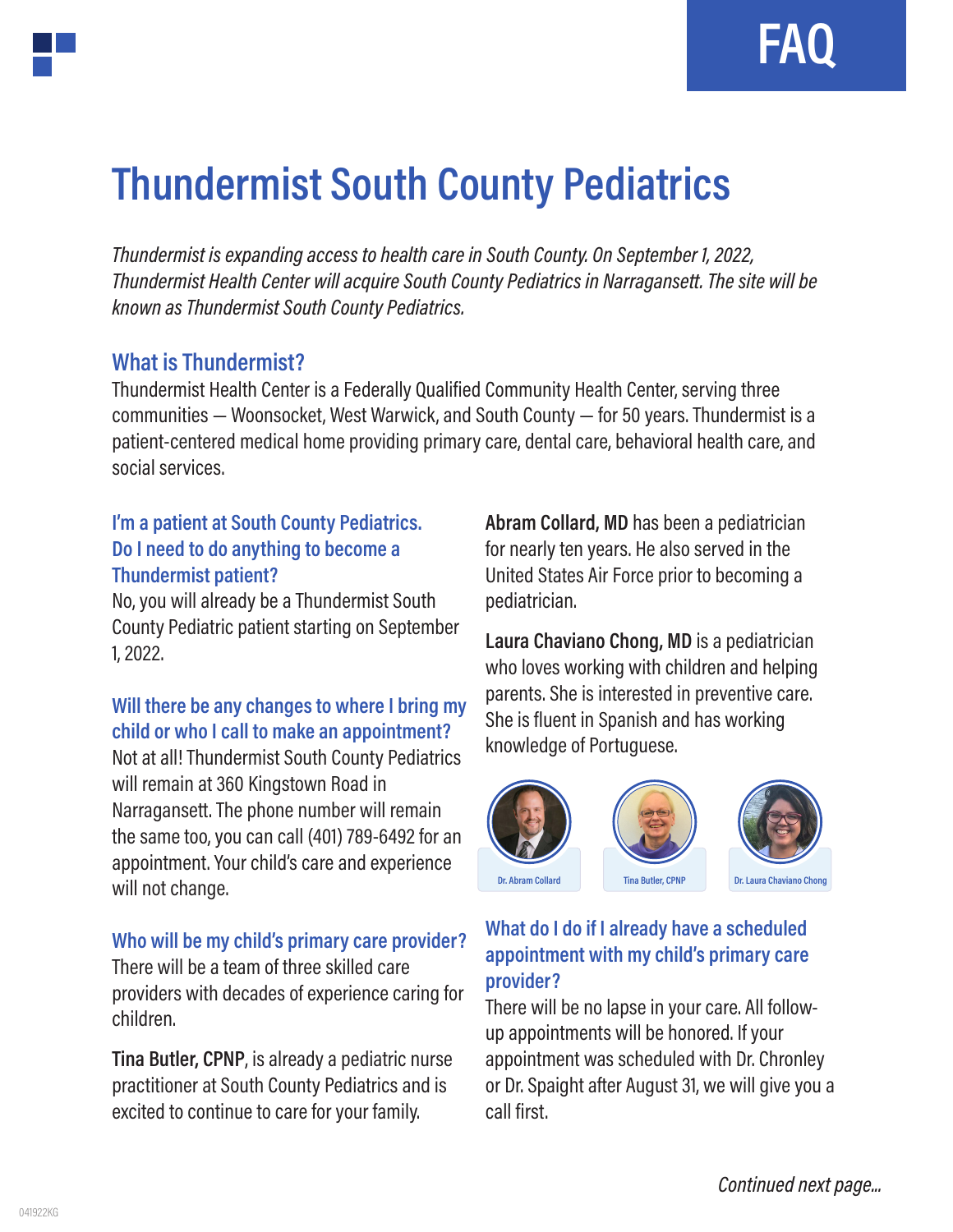FAQ

# Thundermist South County Pediatrics

*Thundermist is expanding access to health care in South County. On September 1, 2022, Thundermist Health Center will acquire South County Pediatrics in Narragansett. The site will be known as Thundermist South County Pediatrics.*

## What is Thundermist?

Thundermist Health Center is a Federally Qualified Community Health Center, serving three communities — Woonsocket, West Warwick, and South County — for 50 years. Thundermist is a patient-centered medical home providing primary care, dental care, behavioral health care, and social services.

## I'm a patient at South County Pediatrics. Do I need to do anything to become a Thundermist patient?

No, you will already be a Thundermist South County Pediatric patient starting on September 1, 2022.

## Will there be any changes to where I bring my child or who I call to make an appointment?

Not at all! Thundermist South County Pediatrics will remain at 360 Kingstown Road in Narragansett. The phone number will remain the same too, you can call (401) 789-6492 for an appointment. Your child's care and experience will not change.

## Who will be my child's primary care provider?

There will be a team of three skilled care providers with decades of experience caring for children.

**Tina Butler, CPNP**, is already a pediatric nurse practitioner at South County Pediatrics and is excited to continue to care for your family.

**Abram Collard, MD** has been a pediatrician for nearly ten years. He also served in the United States Air Force prior to becoming a pediatrician.

**Laura Chaviano Chong, MD** is a pediatrician who loves working with children and helping parents. She is interested in preventive care. She is fluent in Spanish and has working knowledge of Portuguese.

Dr. Abram Collard

Tina Butler, CPNP

Dr. Laura Chaviano Chong

## What do I do if I already have a scheduled appointment with my child's primary care provider?

There will be no lapse in your care. All follow-up appointments will be honored. If your appointment was scheduled with Dr. Chronley or Dr. Spaight after August 31, we will give you a call first.

*Continued next page...*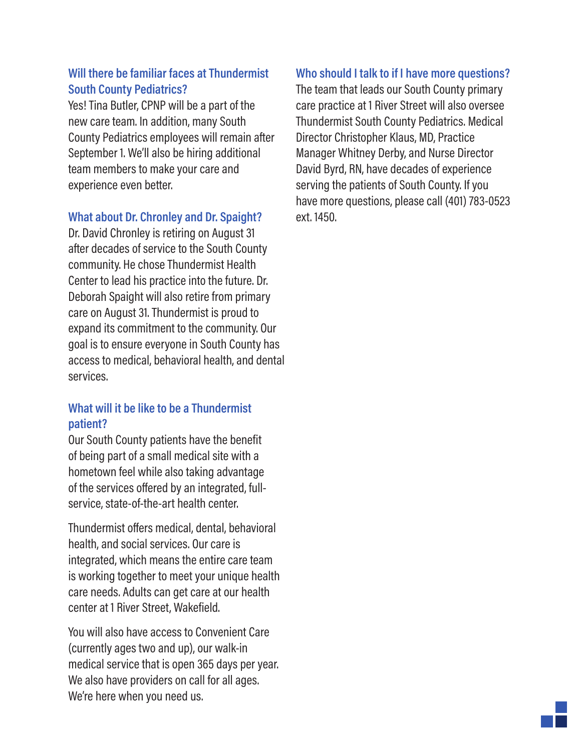### Will there be familiar faces at Thundermist South County Pediatrics?

Yes! Tina Butler, CPNP will be a part of the new care team. In addition, many South County Pediatrics employees will remain after September 1. We'll also be hiring additional team members to make your care and experience even better.

### What about Dr. Chronley and Dr. Spaight?

Dr. David Chronley is retiring on August 31 after decades of service to the South County community. He chose Thundermist Health Center to lead his practice into the future. Dr. Deborah Spaight will also retire from primary care on August 31. Thundermist is proud to expand its commitment to the community. Our goal is to ensure everyone in South County has access to medical, behavioral health, and dental services.

### What will it be like to be a Thundermist patient?

Our South County patients have the benefit of being part of a small medical site with a hometown feel while also taking advantage of the services offered by an integrated, full-service, state-of-the-art health center.

Thundermist offers medical, dental, behavioral health, and social services. Our care is integrated, which means the entire care team is working together to meet your unique health care needs. Adults can get care at our health center at 1 River Street, Wakefield.

You will also have access to Convenient Care (currently ages two and up), our walk-in medical service that is open 365 days per year. We also have providers on call for all ages. We're here when you need us.

### Who should I talk to if I have more questions?

The team that leads our South County primary care practice at 1 River Street will also oversee Thundermist South County Pediatrics. Medical Director Christopher Klaus, MD, Practice Manager Whitney Derby, and Nurse Director David Byrd, RN, have decades of experience serving the patients of South County. If you have more questions, please call (401) 783-0523 ext. 1450.